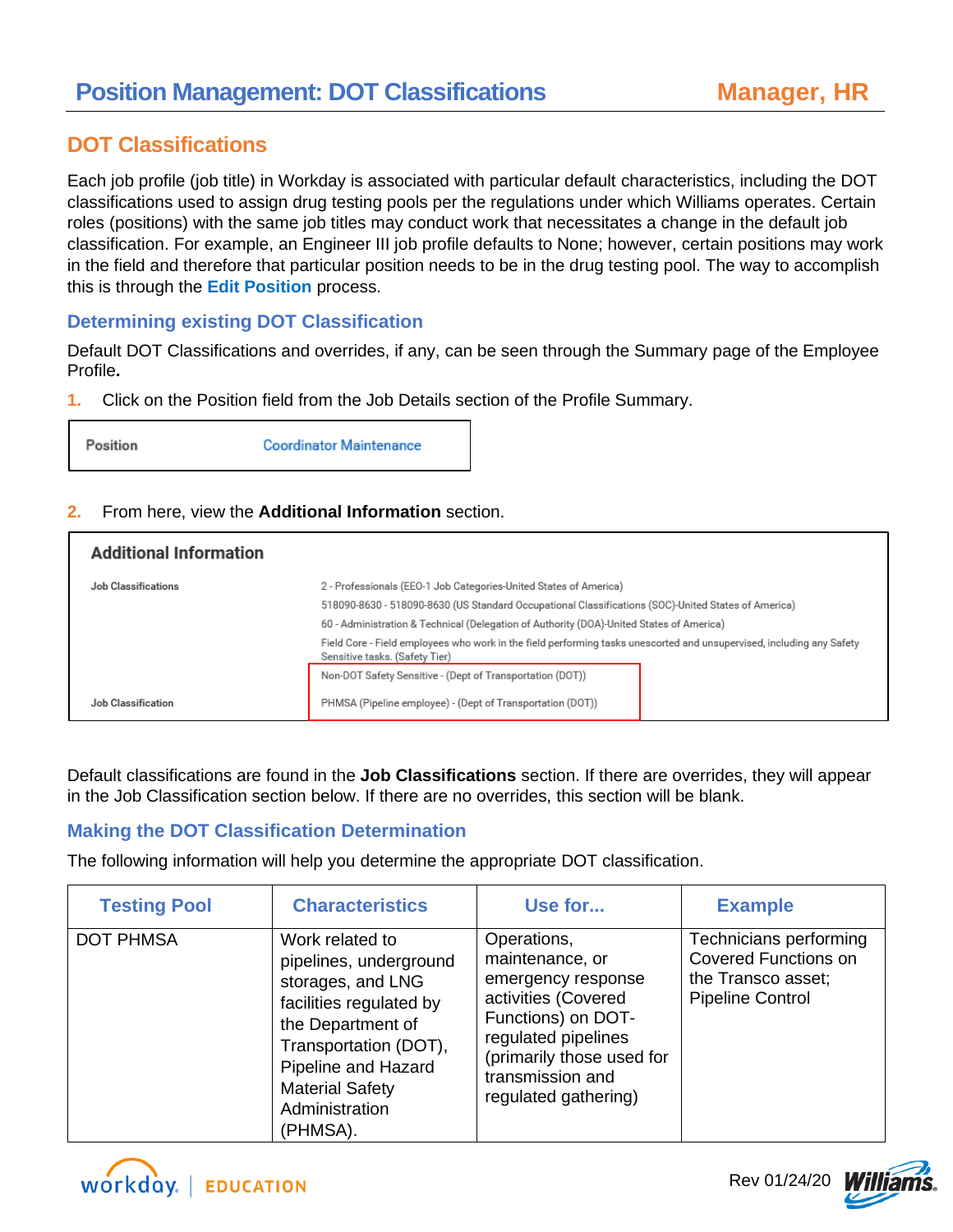# Position Management: DOT Classifications

**Manager, HR**

## DOT Classifications

Each job profile (job title) in Workday is associated with particular default characteristics, including the DOT classifications used to assign drug testing pools per the regulations under which Williams operates. Certain roles (positions) with the same job titles may conduct work that necessitates a change in the default job classification. For example, an Engineer III job profile defaults to None; however, certain positions may work in the field and therefore that particular position needs to be in the drug testing pool. The way to accomplish this is through the **Edit Position** process.

### Determining existing DOT Classification

Default DOT Classifications and overrides, if any, can be seen through the Summary page of the Employee Profile**.**

1. Click on the Position field from the Job Details section of the Profile Summary.

| Position | Coordinator Maintenance |
|---|---|

2. From here, view the **Additional Information** section.

**Additional Information**

| | |
|---|---|
| Job Classifications | 2 - Professionals (EEO-1 Job Categories-United States of America)<br>518090-8630 - 518090-8630 (US Standard Occupational Classifications (SOC)-United States of America)<br>60 - Administration & Technical (Delegation of Authority (DOA)-United States of America)<br>Field Core - Field employees who work in the field performing tasks unescorted and unsupervised, including any Safety Sensitive tasks. (Safety Tier)<br>Non-DOT Safety Sensitive - (Dept of Transportation (DOT)) |
| Job Classification | PHMSA (Pipeline employee) - (Dept of Transportation (DOT)) |

Default classifications are found in the **Job Classifications** section. If there are overrides, they will appear in the Job Classification section below. If there are no overrides, this section will be blank.

### Making the DOT Classification Determination

The following information will help you determine the appropriate DOT classification.

| Testing Pool | Characteristics | Use for... | Example |
|---|---|---|---|
| DOT PHMSA | Work related to pipelines, underground storages, and LNG facilities regulated by the Department of Transportation (DOT), Pipeline and Hazard Material Safety Administration (PHMSA). | Operations, maintenance, or emergency response activities (Covered Functions) on DOT-regulated pipelines (primarily those used for transmission and regulated gathering) | Technicians performing Covered Functions on the Transco asset; Pipeline Control |

Rev 01/24/20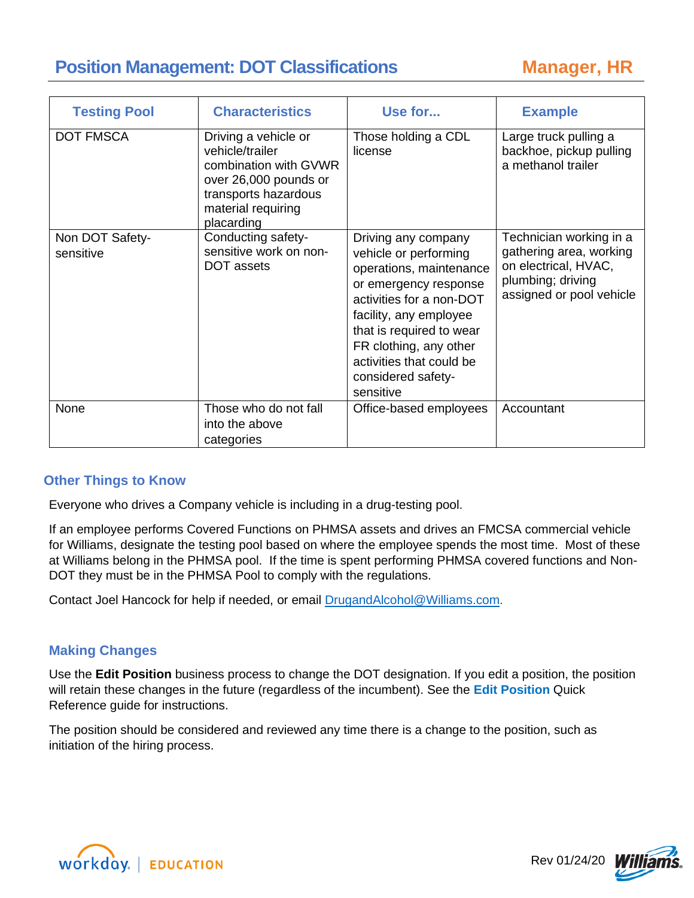# Position Management: DOT Classifications

**Manager, HR**

| Testing Pool | Characteristics | Use for... | Example |
|---|---|---|---|
| DOT FMSCA | Driving a vehicle or vehicle/trailer combination with GVWR over 26,000 pounds or transports hazardous material requiring placarding | Those holding a CDL license | Large truck pulling a backhoe, pickup pulling a methanol trailer |
| Non DOT Safety-sensitive | Conducting safety-sensitive work on non-DOT assets | Driving any company vehicle or performing operations, maintenance or emergency response activities for a non-DOT facility, any employee that is required to wear FR clothing, any other activities that could be considered safety-sensitive | Technician working in a gathering area, working on electrical, HVAC, plumbing; driving assigned or pool vehicle |
| None | Those who do not fall into the above categories | Office-based employees | Accountant |

## Other Things to Know

Everyone who drives a Company vehicle is including in a drug-testing pool.

If an employee performs Covered Functions on PHMSA assets and drives an FMCSA commercial vehicle for Williams, designate the testing pool based on where the employee spends the most time. Most of these at Williams belong in the PHMSA pool. If the time is spent performing PHMSA covered functions and Non-DOT they must be in the PHMSA Pool to comply with the regulations.

Contact Joel Hancock for help if needed, or email DrugandAlcohol@Williams.com.

## Making Changes

Use the **Edit Position** business process to change the DOT designation. If you edit a position, the position will retain these changes in the future (regardless of the incumbent). See the **Edit Position** Quick Reference guide for instructions.

The position should be considered and reviewed any time there is a change to the position, such as initiation of the hiring process.